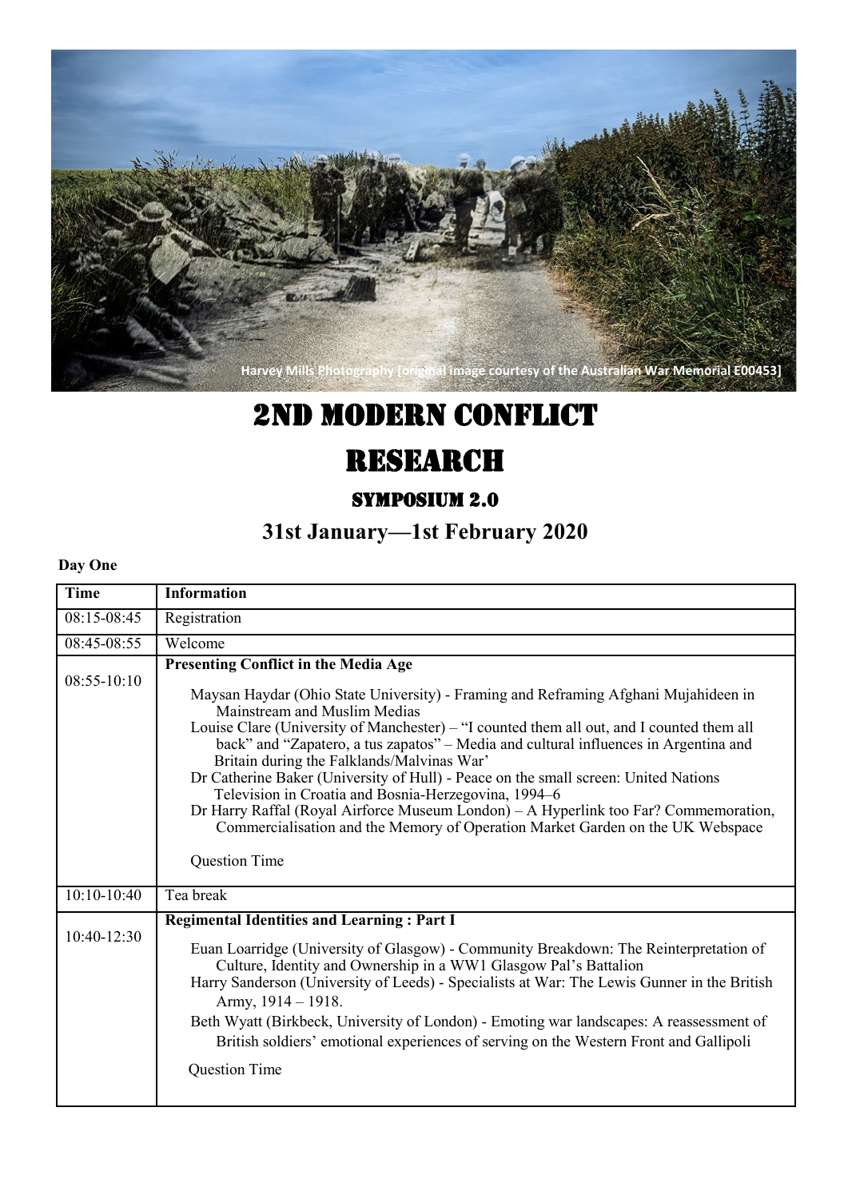Harvey Mills Photography [original image courtesy of the Australian War Memorial E00453]

# 2nd Modern Conflict Research

## Symposium 2.0

### 31st January—1st February 2020

**Day One**

| Time | Information |
|---|---|
| 08:15-08:45 | Registration |
| 08:45-08:55 | Welcome |
| 08:55-10:10 | **Presenting Conflict in the Media Age**<br><br>Maysan Haydar (Ohio State University) - Framing and Reframing Afghani Mujahideen in Mainstream and Muslim Medias<br>Louise Clare (University of Manchester) – "I counted them all out, and I counted them all back" and "Zapatero, a tus zapatos" – Media and cultural influences in Argentina and Britain during the Falklands/Malvinas War'<br>Dr Catherine Baker (University of Hull) - Peace on the small screen: United Nations Television in Croatia and Bosnia-Herzegovina, 1994–6<br>Dr Harry Raffal (Royal Airforce Museum London) – A Hyperlink too Far? Commemoration, Commercialisation and the Memory of Operation Market Garden on the UK Webspace<br><br>Question Time |
| 10:10-10:40 | Tea break |
| 10:40-12:30 | **Regimental Identities and Learning : Part I**<br><br>Euan Loarridge (University of Glasgow) - Community Breakdown: The Reinterpretation of Culture, Identity and Ownership in a WW1 Glasgow Pal's Battalion<br>Harry Sanderson (University of Leeds) - Specialists at War: The Lewis Gunner in the British Army, 1914 – 1918.<br>Beth Wyatt (Birkbeck, University of London) - Emoting war landscapes: A reassessment of British soldiers' emotional experiences of serving on the Western Front and Gallipoli<br><br>Question Time |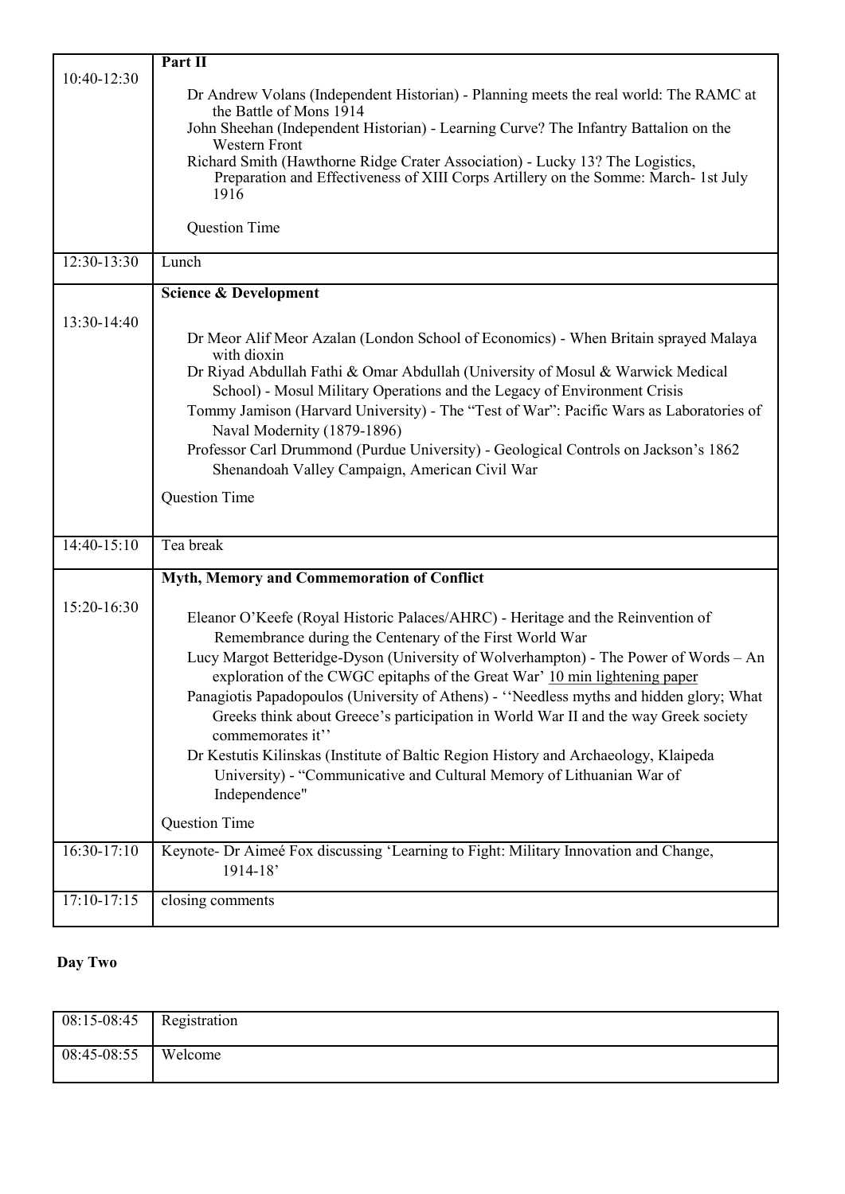| | |
|---|---|
| 10:40-12:30 | **Part II**<br><br>Dr Andrew Volans (Independent Historian) - Planning meets the real world: The RAMC at the Battle of Mons 1914<br>John Sheehan (Independent Historian) - Learning Curve? The Infantry Battalion on the Western Front<br>Richard Smith (Hawthorne Ridge Crater Association) - Lucky 13? The Logistics, Preparation and Effectiveness of XIII Corps Artillery on the Somme: March- 1st July 1916<br><br>Question Time |
| 12:30-13:30 | Lunch |
| 13:30-14:40 | **Science & Development**<br><br>Dr Meor Alif Meor Azalan (London School of Economics) - When Britain sprayed Malaya with dioxin<br>Dr Riyad Abdullah Fathi & Omar Abdullah (University of Mosul & Warwick Medical School) - Mosul Military Operations and the Legacy of Environment Crisis<br>Tommy Jamison (Harvard University) - The "Test of War": Pacific Wars as Laboratories of Naval Modernity (1879-1896)<br>Professor Carl Drummond (Purdue University) - Geological Controls on Jackson's 1862 Shenandoah Valley Campaign, American Civil War<br><br>Question Time |
| 14:40-15:10 | Tea break |
| 15:20-16:30 | **Myth, Memory and Commemoration of Conflict**<br><br>Eleanor O'Keefe (Royal Historic Palaces/AHRC) - Heritage and the Reinvention of Remembrance during the Centenary of the First World War<br>Lucy Margot Betteridge-Dyson (University of Wolverhampton) - The Power of Words – An exploration of the CWGC epitaphs of the Great War' 10 min lightening paper<br>Panagiotis Papadopoulos (University of Athens) - ''Needless myths and hidden glory; What Greeks think about Greece's participation in World War II and the way Greek society commemorates it''<br>Dr Kestutis Kilinskas (Institute of Baltic Region History and Archaeology, Klaipeda University) - "Communicative and Cultural Memory of Lithuanian War of Independence"<br><br>Question Time |
| 16:30-17:10 | Keynote- Dr Aimeé Fox discussing 'Learning to Fight: Military Innovation and Change, 1914-18' |
| 17:10-17:15 | closing comments |

**Day Two**

| | |
|---|---|
| 08:15-08:45 | Registration |
| 08:45-08:55 | Welcome |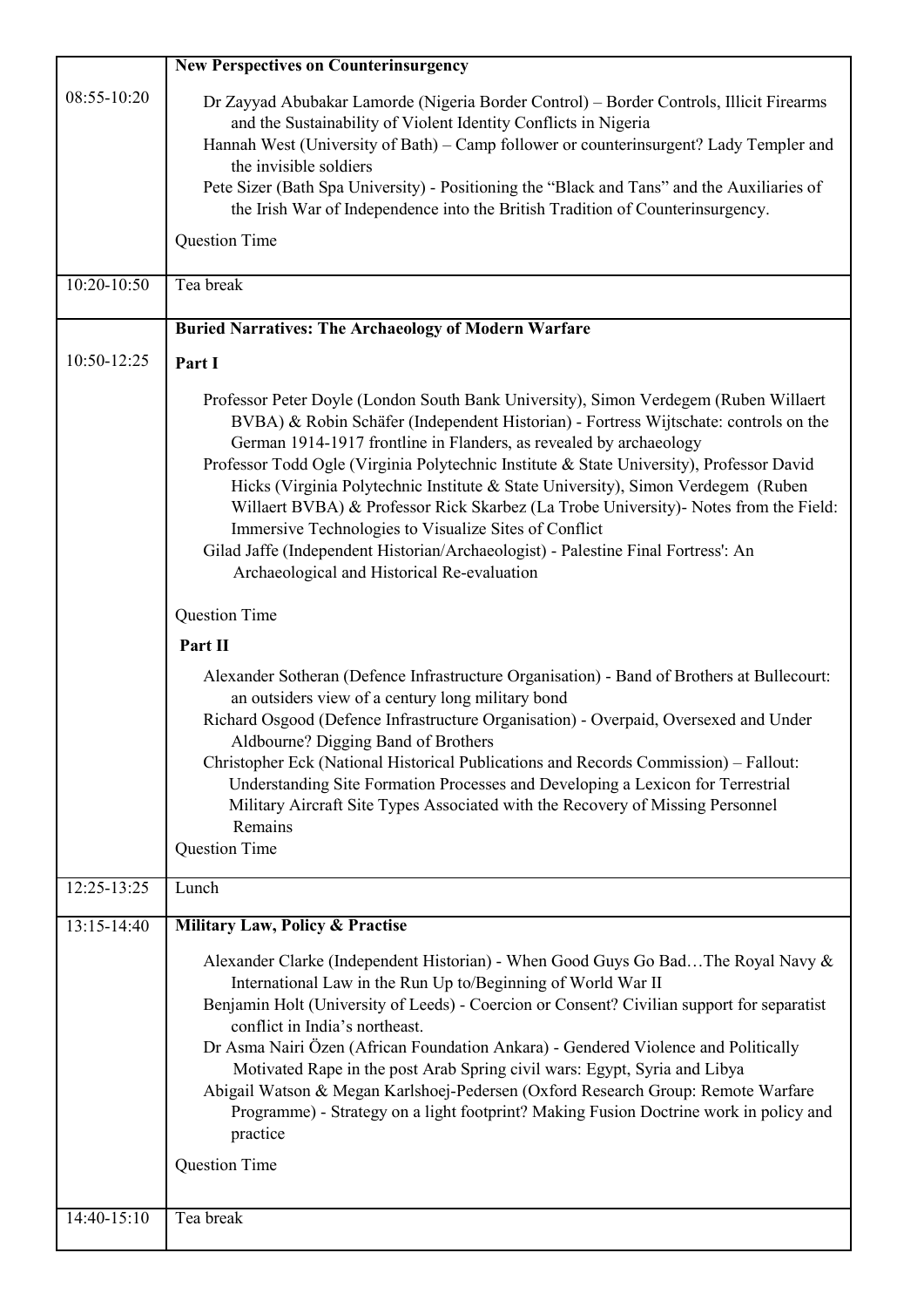| | |
|---|---|
| 08:55-10:20 | **New Perspectives on Counterinsurgency**<br><br>Dr Zayyad Abubakar Lamorde (Nigeria Border Control) – Border Controls, Illicit Firearms and the Sustainability of Violent Identity Conflicts in Nigeria<br>Hannah West (University of Bath) – Camp follower or counterinsurgent? Lady Templer and the invisible soldiers<br>Pete Sizer (Bath Spa University) - Positioning the "Black and Tans" and the Auxiliaries of the Irish War of Independence into the British Tradition of Counterinsurgency.<br><br>Question Time |
| 10:20-10:50 | Tea break |
| 10:50-12:25 | **Buried Narratives: The Archaeology of Modern Warfare**<br><br>**Part I**<br><br>Professor Peter Doyle (London South Bank University), Simon Verdegem (Ruben Willaert BVBA) & Robin Schäfer (Independent Historian) - Fortress Wijtschate: controls on the German 1914-1917 frontline in Flanders, as revealed by archaeology<br>Professor Todd Ogle (Virginia Polytechnic Institute & State University), Professor David Hicks (Virginia Polytechnic Institute & State University), Simon Verdegem (Ruben Willaert BVBA) & Professor Rick Skarbez (La Trobe University)- Notes from the Field: Immersive Technologies to Visualize Sites of Conflict<br>Gilad Jaffe (Independent Historian/Archaeologist) - Palestine Final Fortress': An Archaeological and Historical Re-evaluation<br><br>Question Time<br><br>**Part II**<br><br>Alexander Sotheran (Defence Infrastructure Organisation) - Band of Brothers at Bullecourt: an outsiders view of a century long military bond<br>Richard Osgood (Defence Infrastructure Organisation) - Overpaid, Oversexed and Under Aldbourne? Digging Band of Brothers<br>Christopher Eck (National Historical Publications and Records Commission) – Fallout: Understanding Site Formation Processes and Developing a Lexicon for Terrestrial Military Aircraft Site Types Associated with the Recovery of Missing Personnel Remains<br>Question Time |
| 12:25-13:25 | Lunch |
| 13:15-14:40 | **Military Law, Policy & Practise**<br><br>Alexander Clarke (Independent Historian) - When Good Guys Go Bad…The Royal Navy & International Law in the Run Up to/Beginning of World War II<br>Benjamin Holt (University of Leeds) - Coercion or Consent? Civilian support for separatist conflict in India's northeast.<br>Dr Asma Nairi Özen (African Foundation Ankara) - Gendered Violence and Politically Motivated Rape in the post Arab Spring civil wars: Egypt, Syria and Libya<br>Abigail Watson & Megan Karlshoej-Pedersen (Oxford Research Group: Remote Warfare Programme) - Strategy on a light footprint? Making Fusion Doctrine work in policy and practice<br><br>Question Time |
| 14:40-15:10 | Tea break |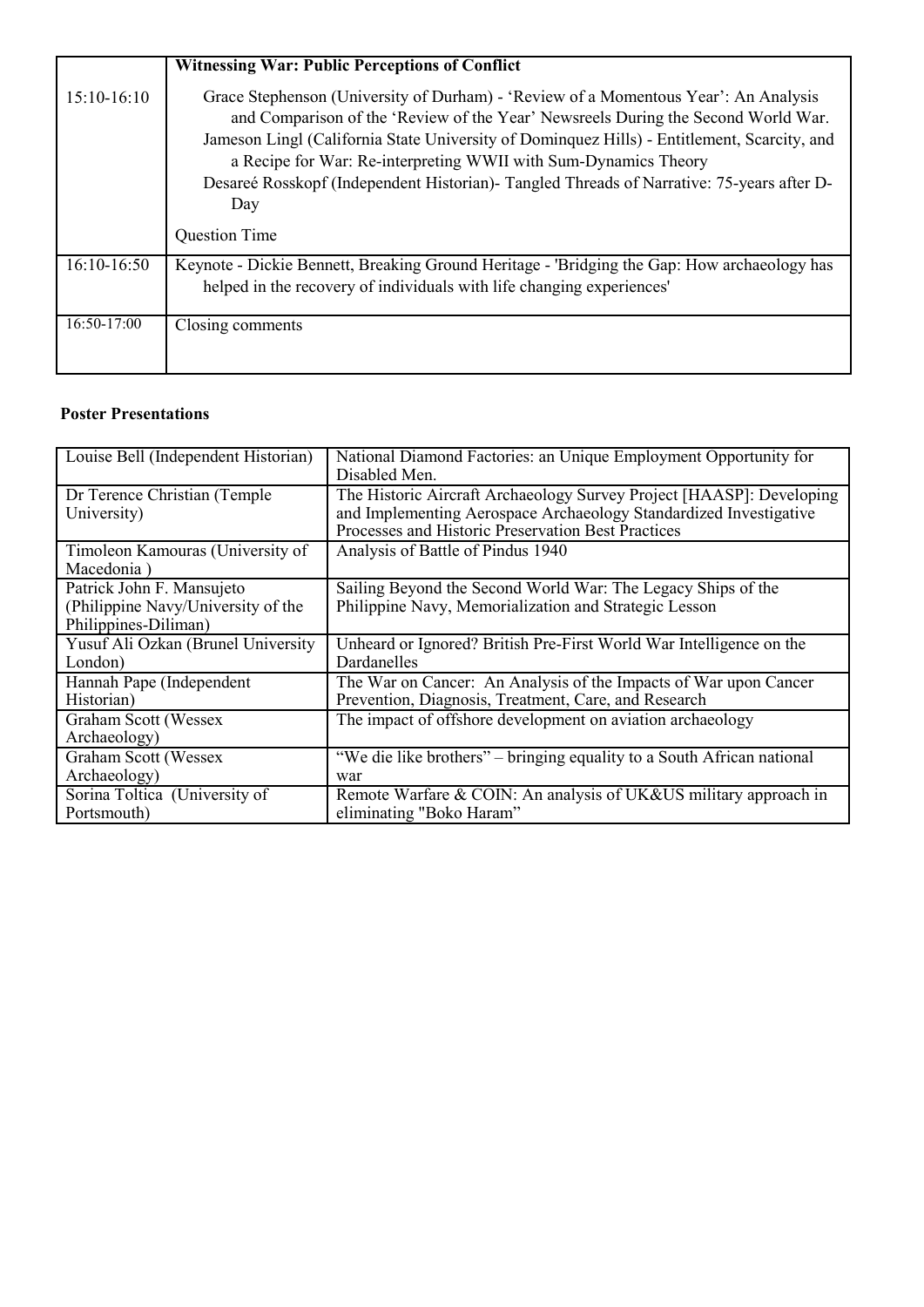| | |
|---|---|
| | **Witnessing War: Public Perceptions of Conflict** |
| 15:10-16:10 | Grace Stephenson (University of Durham) - 'Review of a Momentous Year': An Analysis and Comparison of the 'Review of the Year' Newsreels During the Second World War.<br>Jameson Lingl (California State University of Dominquez Hills) - Entitlement, Scarcity, and a Recipe for War: Re-interpreting WWII with Sum-Dynamics Theory<br>Desareé Rosskopf (Independent Historian)- Tangled Threads of Narrative: 75-years after D-Day<br><br>Question Time |
| 16:10-16:50 | Keynote - Dickie Bennett, Breaking Ground Heritage - 'Bridging the Gap: How archaeology has helped in the recovery of individuals with life changing experiences' |
| 16:50-17:00 | Closing comments |

**Poster Presentations**

| | |
|---|---|
| Louise Bell (Independent Historian) | National Diamond Factories: an Unique Employment Opportunity for Disabled Men. |
| Dr Terence Christian (Temple University) | The Historic Aircraft Archaeology Survey Project [HAASP]: Developing and Implementing Aerospace Archaeology Standardized Investigative Processes and Historic Preservation Best Practices |
| Timoleon Kamouras (University of Macedonia ) | Analysis of Battle of Pindus 1940 |
| Patrick John F. Mansujeto (Philippine Navy/University of the Philippines-Diliman) | Sailing Beyond the Second World War: The Legacy Ships of the Philippine Navy, Memorialization and Strategic Lesson |
| Yusuf Ali Ozkan (Brunel University London) | Unheard or Ignored? British Pre-First World War Intelligence on the Dardanelles |
| Hannah Pape (Independent Historian) | The War on Cancer: An Analysis of the Impacts of War upon Cancer Prevention, Diagnosis, Treatment, Care, and Research |
| Graham Scott (Wessex Archaeology) | The impact of offshore development on aviation archaeology |
| Graham Scott (Wessex Archaeology) | "We die like brothers" – bringing equality to a South African national war |
| Sorina Toltica (University of Portsmouth) | Remote Warfare & COIN: An analysis of UK&US military approach in eliminating "Boko Haram" |